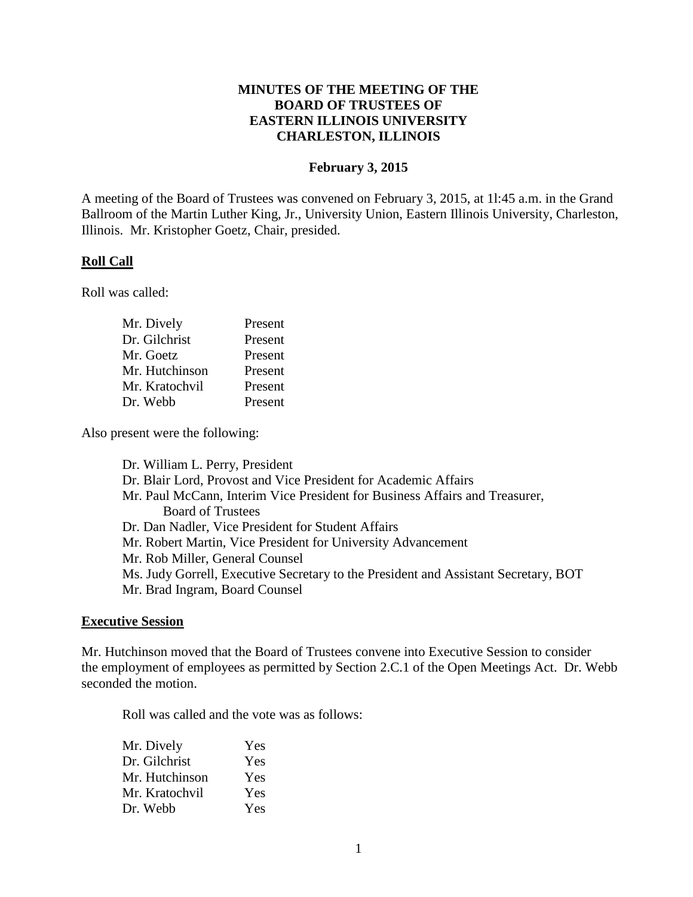**MINUTES OF THE MEETING OF THE**
**BOARD OF TRUSTEES OF**
**EASTERN ILLINOIS UNIVERSITY**
**CHARLESTON, ILLINOIS**

**February 3, 2015**

A meeting of the Board of Trustees was convened on February 3, 2015, at 1l:45 a.m. in the Grand Ballroom of the Martin Luther King, Jr., University Union, Eastern Illinois University, Charleston, Illinois. Mr. Kristopher Goetz, Chair, presided.

## Roll Call

Roll was called:

| | |
|---|---|
| Mr. Dively | Present |
| Dr. Gilchrist | Present |
| Mr. Goetz | Present |
| Mr. Hutchinson | Present |
| Mr. Kratochvil | Present |
| Dr. Webb | Present |

Also present were the following:

Dr. William L. Perry, President
Dr. Blair Lord, Provost and Vice President for Academic Affairs
Mr. Paul McCann, Interim Vice President for Business Affairs and Treasurer, Board of Trustees
Dr. Dan Nadler, Vice President for Student Affairs
Mr. Robert Martin, Vice President for University Advancement
Mr. Rob Miller, General Counsel
Ms. Judy Gorrell, Executive Secretary to the President and Assistant Secretary, BOT
Mr. Brad Ingram, Board Counsel

## Executive Session

Mr. Hutchinson moved that the Board of Trustees convene into Executive Session to consider the employment of employees as permitted by Section 2.C.1 of the Open Meetings Act. Dr. Webb seconded the motion.

Roll was called and the vote was as follows:

| | |
|---|---|
| Mr. Dively | Yes |
| Dr. Gilchrist | Yes |
| Mr. Hutchinson | Yes |
| Mr. Kratochvil | Yes |
| Dr. Webb | Yes |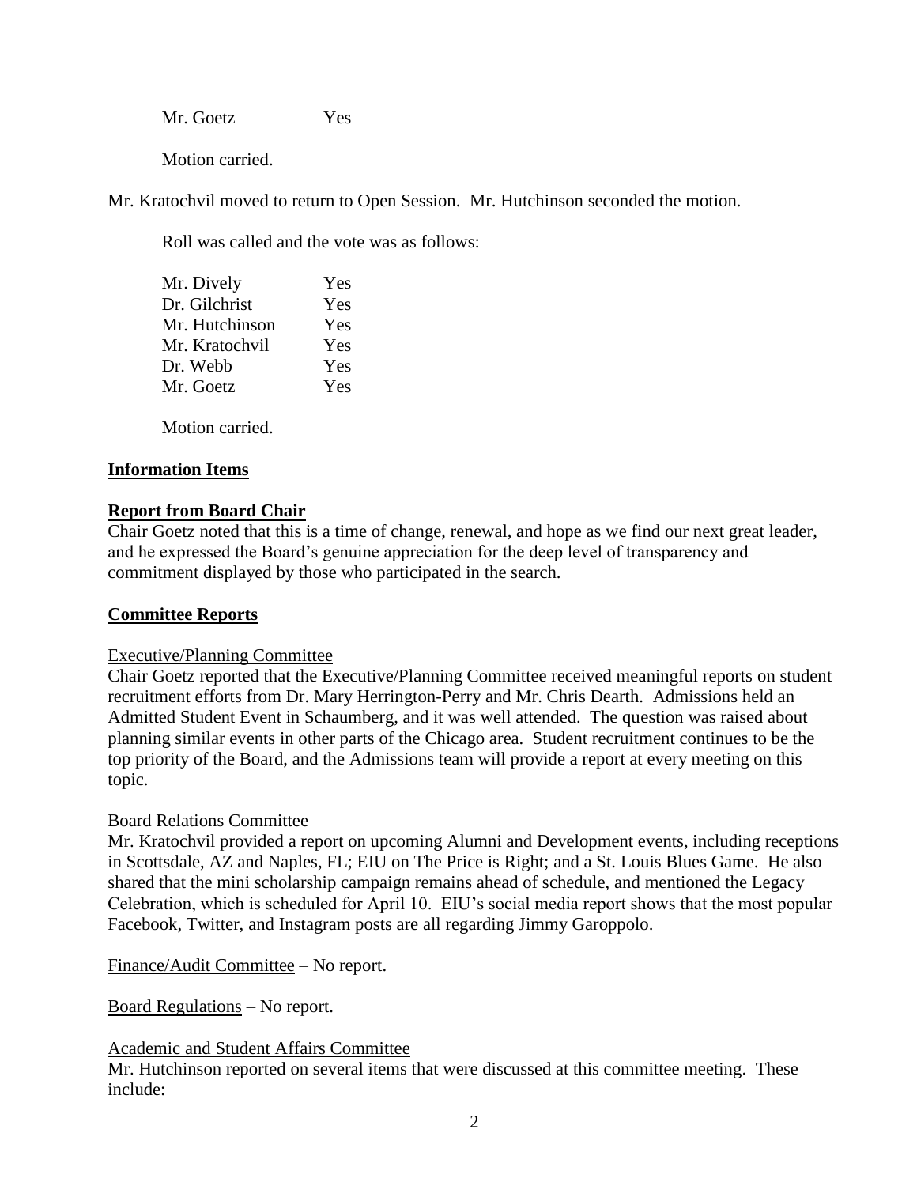Mr. Goetz Yes

Motion carried.

Mr. Kratochvil moved to return to Open Session. Mr. Hutchinson seconded the motion.

Roll was called and the vote was as follows:

| | |
|---|---|
| Mr. Dively | Yes |
| Dr. Gilchrist | Yes |
| Mr. Hutchinson | Yes |
| Mr. Kratochvil | Yes |
| Dr. Webb | Yes |
| Mr. Goetz | Yes |

Motion carried.

## Information Items

### Report from Board Chair

Chair Goetz noted that this is a time of change, renewal, and hope as we find our next great leader, and he expressed the Board's genuine appreciation for the deep level of transparency and commitment displayed by those who participated in the search.

### Committee Reports

Executive/Planning Committee

Chair Goetz reported that the Executive/Planning Committee received meaningful reports on student recruitment efforts from Dr. Mary Herrington-Perry and Mr. Chris Dearth. Admissions held an Admitted Student Event in Schaumberg, and it was well attended. The question was raised about planning similar events in other parts of the Chicago area. Student recruitment continues to be the top priority of the Board, and the Admissions team will provide a report at every meeting on this topic.

Board Relations Committee

Mr. Kratochvil provided a report on upcoming Alumni and Development events, including receptions in Scottsdale, AZ and Naples, FL; EIU on The Price is Right; and a St. Louis Blues Game. He also shared that the mini scholarship campaign remains ahead of schedule, and mentioned the Legacy Celebration, which is scheduled for April 10. EIU's social media report shows that the most popular Facebook, Twitter, and Instagram posts are all regarding Jimmy Garoppolo.

Finance/Audit Committee – No report.

Board Regulations – No report.

Academic and Student Affairs Committee

Mr. Hutchinson reported on several items that were discussed at this committee meeting. These include: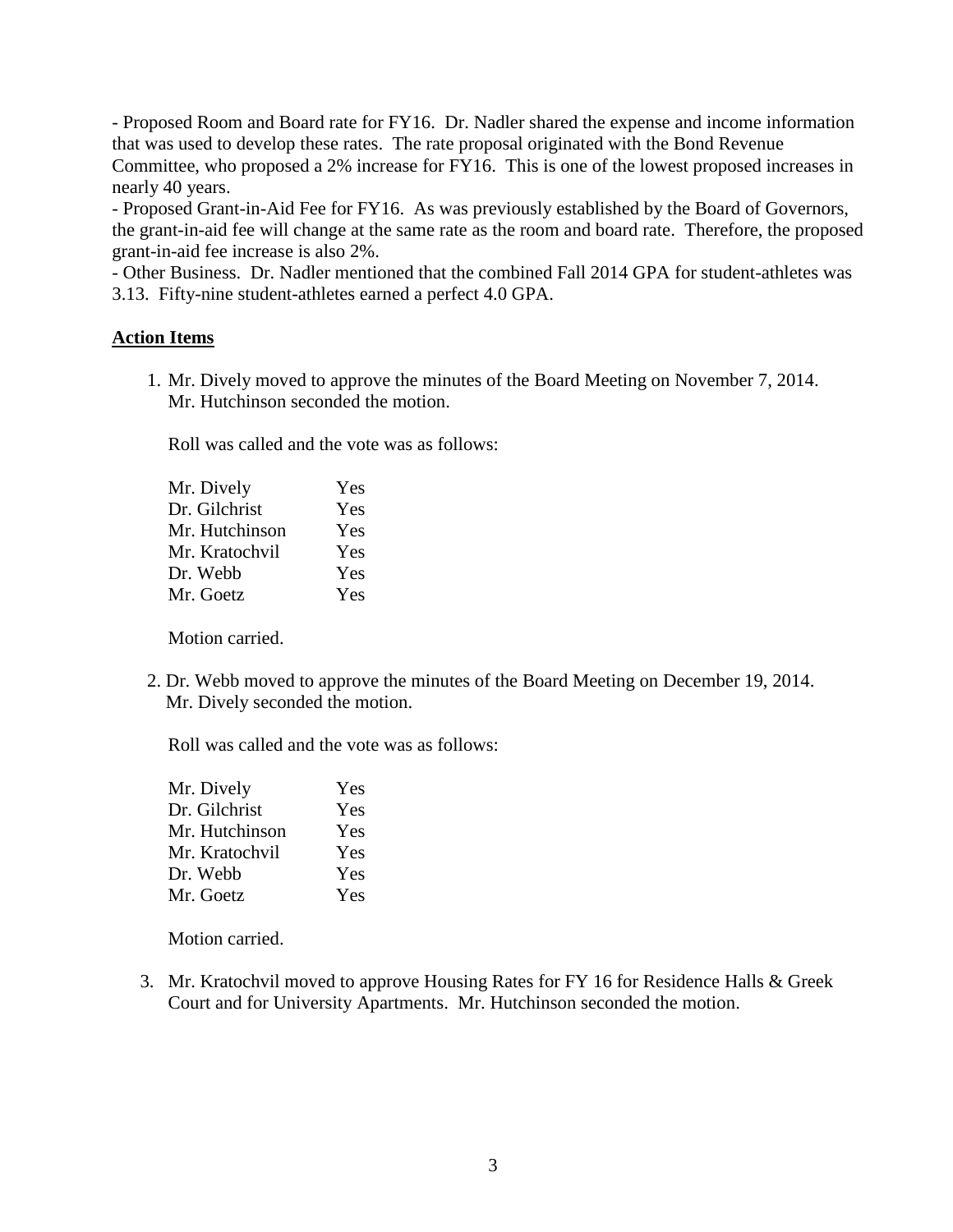- Proposed Room and Board rate for FY16. Dr. Nadler shared the expense and income information that was used to develop these rates. The rate proposal originated with the Bond Revenue Committee, who proposed a 2% increase for FY16. This is one of the lowest proposed increases in nearly 40 years.
- Proposed Grant-in-Aid Fee for FY16. As was previously established by the Board of Governors, the grant-in-aid fee will change at the same rate as the room and board rate. Therefore, the proposed grant-in-aid fee increase is also 2%.
- Other Business. Dr. Nadler mentioned that the combined Fall 2014 GPA for student-athletes was 3.13. Fifty-nine student-athletes earned a perfect 4.0 GPA.

**Action Items**

1. Mr. Dively moved to approve the minutes of the Board Meeting on November 7, 2014. Mr. Hutchinson seconded the motion.

   Roll was called and the vote was as follows:

   | | |
   |---|---|
   | Mr. Dively | Yes |
   | Dr. Gilchrist | Yes |
   | Mr. Hutchinson | Yes |
   | Mr. Kratochvil | Yes |
   | Dr. Webb | Yes |
   | Mr. Goetz | Yes |

   Motion carried.

2. Dr. Webb moved to approve the minutes of the Board Meeting on December 19, 2014. Mr. Dively seconded the motion.

   Roll was called and the vote was as follows:

   | | |
   |---|---|
   | Mr. Dively | Yes |
   | Dr. Gilchrist | Yes |
   | Mr. Hutchinson | Yes |
   | Mr. Kratochvil | Yes |
   | Dr. Webb | Yes |
   | Mr. Goetz | Yes |

   Motion carried.

3. Mr. Kratochvil moved to approve Housing Rates for FY 16 for Residence Halls & Greek Court and for University Apartments. Mr. Hutchinson seconded the motion.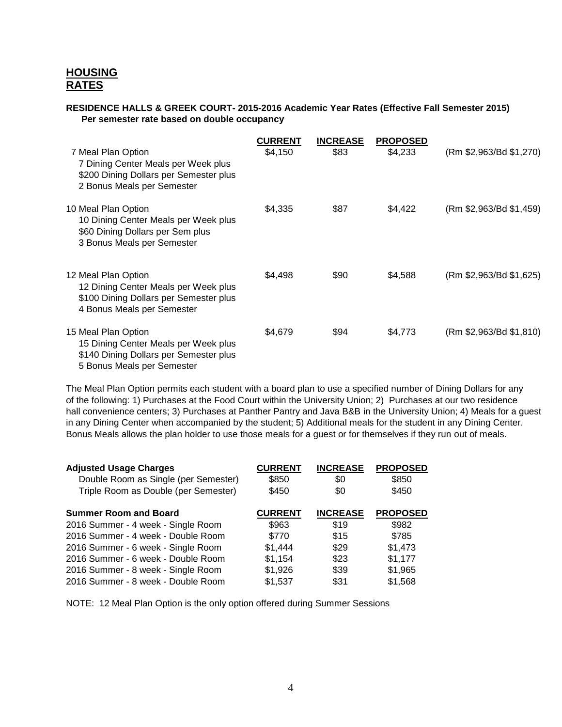## **HOUSING RATES**

**RESIDENCE HALLS & GREEK COURT- 2015-2016 Academic Year Rates (Effective Fall Semester 2015)**
**Per semester rate based on double occupancy**

| | CURRENT | INCREASE | PROPOSED | |
|---|---|---|---|---|
| 7 Meal Plan Option<br>7 Dining Center Meals per Week plus<br>$200 Dining Dollars per Semester plus<br>2 Bonus Meals per Semester | $4,150 | $83 | $4,233 | (Rm $2,963/Bd $1,270) |
| 10 Meal Plan Option<br>10 Dining Center Meals per Week plus<br>$60 Dining Dollars per Sem plus<br>3 Bonus Meals per Semester | $4,335 | $87 | $4,422 | (Rm $2,963/Bd $1,459) |
| 12 Meal Plan Option<br>12 Dining Center Meals per Week plus<br>$100 Dining Dollars per Semester plus<br>4 Bonus Meals per Semester | $4,498 | $90 | $4,588 | (Rm $2,963/Bd $1,625) |
| 15 Meal Plan Option<br>15 Dining Center Meals per Week plus<br>$140 Dining Dollars per Semester plus<br>5 Bonus Meals per Semester | $4,679 | $94 | $4,773 | (Rm $2,963/Bd $1,810) |

The Meal Plan Option permits each student with a board plan to use a specified number of Dining Dollars for any of the following: 1) Purchases at the Food Court within the University Union; 2) Purchases at our two residence hall convenience centers; 3) Purchases at Panther Pantry and Java B&B in the University Union; 4) Meals for a guest in any Dining Center when accompanied by the student; 5) Additional meals for the student in any Dining Center. Bonus Meals allows the plan holder to use those meals for a guest or for themselves if they run out of meals.

| Adjusted Usage Charges | CURRENT | INCREASE | PROPOSED |
|---|---|---|---|
| Double Room as Single (per Semester) | $850 | $0 | $850 |
| Triple Room as Double (per Semester) | $450 | $0 | $450 |

| Summer Room and Board | CURRENT | INCREASE | PROPOSED |
|---|---|---|---|
| 2016 Summer - 4 week - Single Room | $963 | $19 | $982 |
| 2016 Summer - 4 week - Double Room | $770 | $15 | $785 |
| 2016 Summer - 6 week - Single Room | $1,444 | $29 | $1,473 |
| 2016 Summer - 6 week - Double Room | $1,154 | $23 | $1,177 |
| 2016 Summer - 8 week - Single Room | $1,926 | $39 | $1,965 |
| 2016 Summer - 8 week - Double Room | $1,537 | $31 | $1,568 |

NOTE: 12 Meal Plan Option is the only option offered during Summer Sessions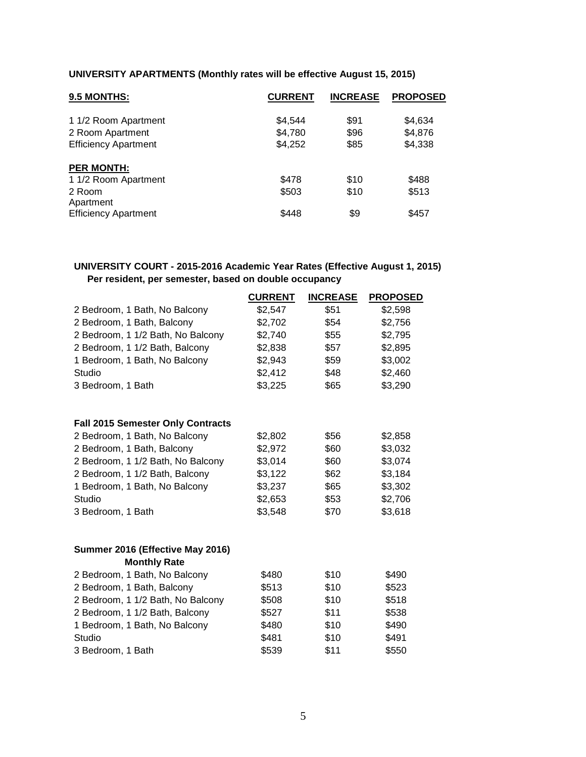**UNIVERSITY APARTMENTS (Monthly rates will be effective August 15, 2015)**

| 9.5 MONTHS: | CURRENT | INCREASE | PROPOSED |
|---|---|---|---|
| 1 1/2 Room Apartment | $4,544 | $91 | $4,634 |
| 2 Room Apartment | $4,780 | $96 | $4,876 |
| Efficiency Apartment | $4,252 | $85 | $4,338 |
| **PER MONTH:** | | | |
| 1 1/2 Room Apartment | $478 | $10 | $488 |
| 2 Room Apartment | $503 | $10 | $513 |
| Efficiency Apartment | $448 | $9 | $457 |

**UNIVERSITY COURT - 2015-2016 Academic Year Rates (Effective August 1, 2015)**
**Per resident, per semester, based on double occupancy**

| | CURRENT | INCREASE | PROPOSED |
|---|---|---|---|
| 2 Bedroom, 1 Bath, No Balcony | $2,547 | $51 | $2,598 |
| 2 Bedroom, 1 Bath, Balcony | $2,702 | $54 | $2,756 |
| 2 Bedroom, 1 1/2 Bath, No Balcony | $2,740 | $55 | $2,795 |
| 2 Bedroom, 1 1/2 Bath, Balcony | $2,838 | $57 | $2,895 |
| 1 Bedroom, 1 Bath, No Balcony | $2,943 | $59 | $3,002 |
| Studio | $2,412 | $48 | $2,460 |
| 3 Bedroom, 1 Bath | $3,225 | $65 | $3,290 |
| **Fall 2015 Semester Only Contracts** | | | |
| 2 Bedroom, 1 Bath, No Balcony | $2,802 | $56 | $2,858 |
| 2 Bedroom, 1 Bath, Balcony | $2,972 | $60 | $3,032 |
| 2 Bedroom, 1 1/2 Bath, No Balcony | $3,014 | $60 | $3,074 |
| 2 Bedroom, 1 1/2 Bath, Balcony | $3,122 | $62 | $3,184 |
| 1 Bedroom, 1 Bath, No Balcony | $3,237 | $65 | $3,302 |
| Studio | $2,653 | $53 | $2,706 |
| 3 Bedroom, 1 Bath | $3,548 | $70 | $3,618 |
| **Summer 2016 (Effective May 2016) Monthly Rate** | | | |
| 2 Bedroom, 1 Bath, No Balcony | $480 | $10 | $490 |
| 2 Bedroom, 1 Bath, Balcony | $513 | $10 | $523 |
| 2 Bedroom, 1 1/2 Bath, No Balcony | $508 | $10 | $518 |
| 2 Bedroom, 1 1/2 Bath, Balcony | $527 | $11 | $538 |
| 1 Bedroom, 1 Bath, No Balcony | $480 | $10 | $490 |
| Studio | $481 | $10 | $491 |
| 3 Bedroom, 1 Bath | $539 | $11 | $550 |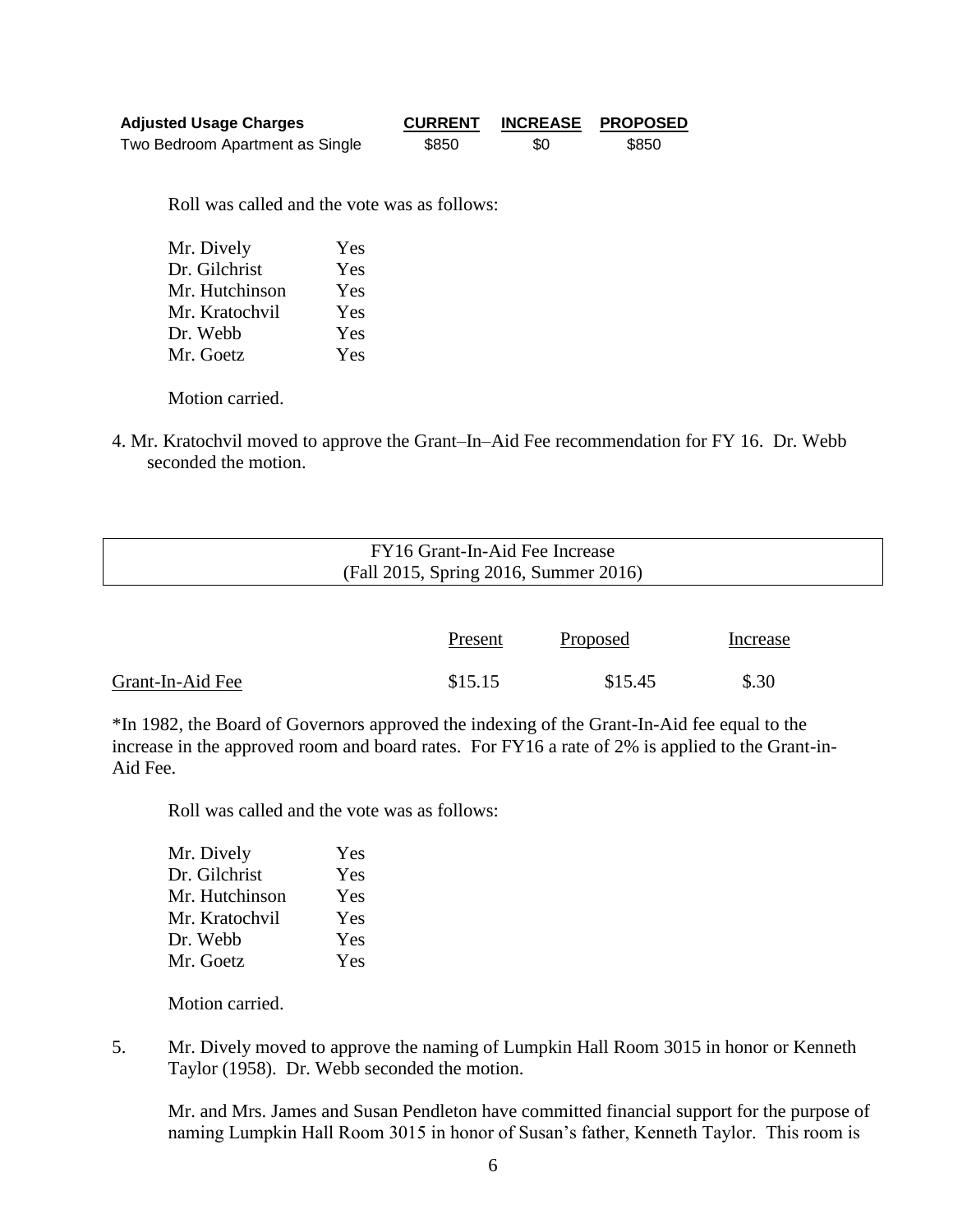| **Adjusted Usage Charges** | **CURRENT** | **INCREASE** | **PROPOSED** |
|---|---|---|---|
| Two Bedroom Apartment as Single | $850 | $0 | $850 |

Roll was called and the vote was as follows:

| | |
|---|---|
| Mr. Dively | Yes |
| Dr. Gilchrist | Yes |
| Mr. Hutchinson | Yes |
| Mr. Kratochvil | Yes |
| Dr. Webb | Yes |
| Mr. Goetz | Yes |

Motion carried.

4. Mr. Kratochvil moved to approve the Grant–In–Aid Fee recommendation for FY 16. Dr. Webb seconded the motion.

FY16 Grant-In-Aid Fee Increase
(Fall 2015, Spring 2016, Summer 2016)

| | Present | Proposed | Increase |
|---|---|---|---|
| Grant-In-Aid Fee | $15.15 | $15.45 | $.30 |

*In 1982, the Board of Governors approved the indexing of the Grant-In-Aid fee equal to the increase in the approved room and board rates. For FY16 a rate of 2% is applied to the Grant-in-Aid Fee.

Roll was called and the vote was as follows:

| | |
|---|---|
| Mr. Dively | Yes |
| Dr. Gilchrist | Yes |
| Mr. Hutchinson | Yes |
| Mr. Kratochvil | Yes |
| Dr. Webb | Yes |
| Mr. Goetz | Yes |

Motion carried.

5. Mr. Dively moved to approve the naming of Lumpkin Hall Room 3015 in honor or Kenneth Taylor (1958). Dr. Webb seconded the motion.

   Mr. and Mrs. James and Susan Pendleton have committed financial support for the purpose of naming Lumpkin Hall Room 3015 in honor of Susan's father, Kenneth Taylor. This room is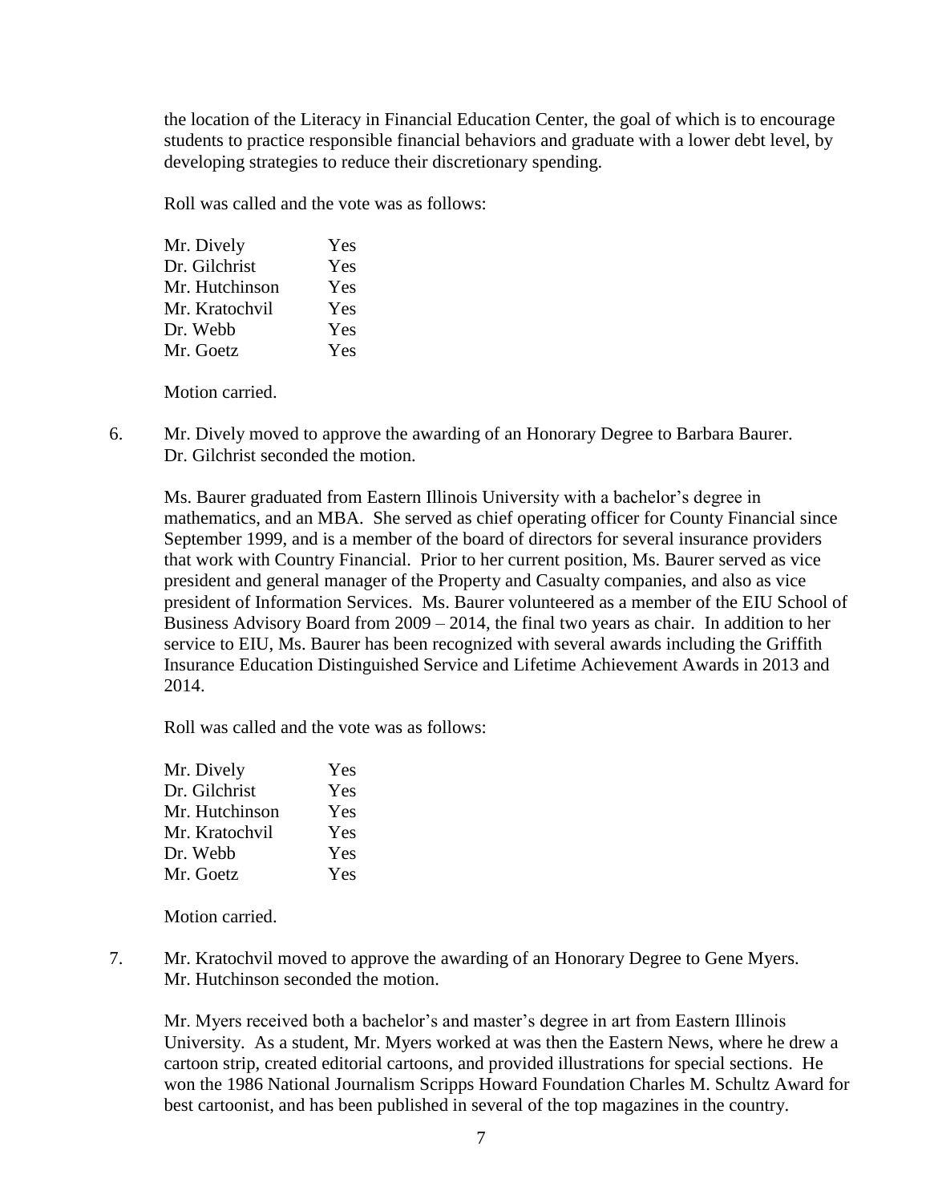the location of the Literacy in Financial Education Center, the goal of which is to encourage students to practice responsible financial behaviors and graduate with a lower debt level, by developing strategies to reduce their discretionary spending.

Roll was called and the vote was as follows:

| | |
|---|---|
| Mr. Dively | Yes |
| Dr. Gilchrist | Yes |
| Mr. Hutchinson | Yes |
| Mr. Kratochvil | Yes |
| Dr. Webb | Yes |
| Mr. Goetz | Yes |

Motion carried.

6. Mr. Dively moved to approve the awarding of an Honorary Degree to Barbara Baurer. Dr. Gilchrist seconded the motion.

   Ms. Baurer graduated from Eastern Illinois University with a bachelor's degree in mathematics, and an MBA. She served as chief operating officer for County Financial since September 1999, and is a member of the board of directors for several insurance providers that work with Country Financial. Prior to her current position, Ms. Baurer served as vice president and general manager of the Property and Casualty companies, and also as vice president of Information Services. Ms. Baurer volunteered as a member of the EIU School of Business Advisory Board from 2009 – 2014, the final two years as chair. In addition to her service to EIU, Ms. Baurer has been recognized with several awards including the Griffith Insurance Education Distinguished Service and Lifetime Achievement Awards in 2013 and 2014.

   Roll was called and the vote was as follows:

| | |
|---|---|
| Mr. Dively | Yes |
| Dr. Gilchrist | Yes |
| Mr. Hutchinson | Yes |
| Mr. Kratochvil | Yes |
| Dr. Webb | Yes |
| Mr. Goetz | Yes |

   Motion carried.

7. Mr. Kratochvil moved to approve the awarding of an Honorary Degree to Gene Myers. Mr. Hutchinson seconded the motion.

   Mr. Myers received both a bachelor's and master's degree in art from Eastern Illinois University. As a student, Mr. Myers worked at was then the Eastern News, where he drew a cartoon strip, created editorial cartoons, and provided illustrations for special sections. He won the 1986 National Journalism Scripps Howard Foundation Charles M. Schultz Award for best cartoonist, and has been published in several of the top magazines in the country.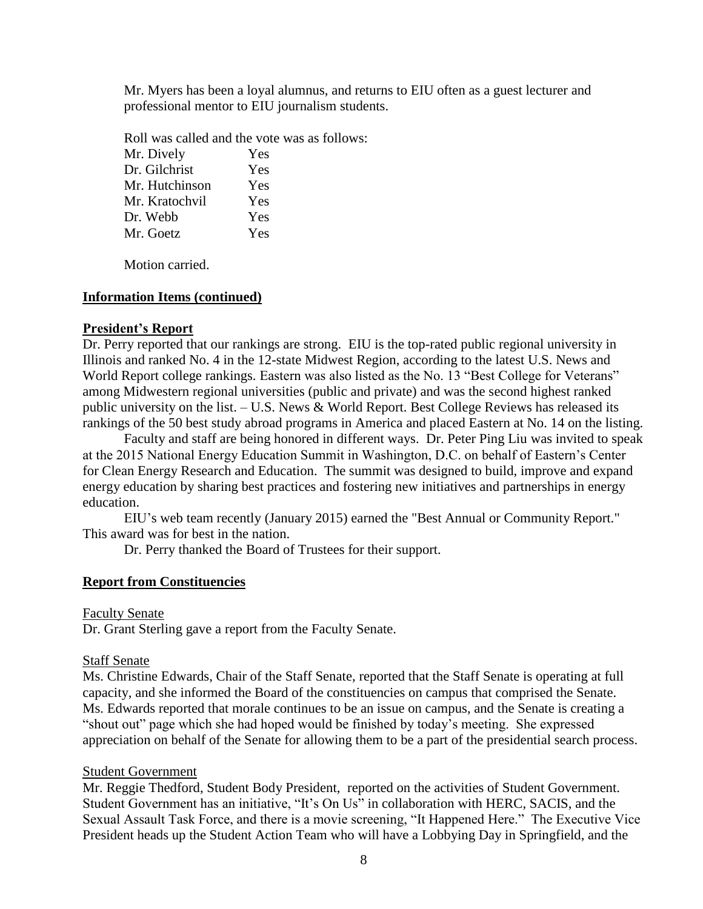Mr. Myers has been a loyal alumnus, and returns to EIU often as a guest lecturer and professional mentor to EIU journalism students.

Roll was called and the vote was as follows:

| | |
|---|---|
| Mr. Dively | Yes |
| Dr. Gilchrist | Yes |
| Mr. Hutchinson | Yes |
| Mr. Kratochvil | Yes |
| Dr. Webb | Yes |
| Mr. Goetz | Yes |

Motion carried.

## Information Items (continued)

### President's Report

Dr. Perry reported that our rankings are strong. EIU is the top-rated public regional university in Illinois and ranked No. 4 in the 12-state Midwest Region, according to the latest U.S. News and World Report college rankings. Eastern was also listed as the No. 13 "Best College for Veterans" among Midwestern regional universities (public and private) and was the second highest ranked public university on the list. – U.S. News & World Report. Best College Reviews has released its rankings of the 50 best study abroad programs in America and placed Eastern at No. 14 on the listing.

Faculty and staff are being honored in different ways. Dr. Peter Ping Liu was invited to speak at the 2015 National Energy Education Summit in Washington, D.C. on behalf of Eastern's Center for Clean Energy Research and Education. The summit was designed to build, improve and expand energy education by sharing best practices and fostering new initiatives and partnerships in energy education.

EIU's web team recently (January 2015) earned the "Best Annual or Community Report." This award was for best in the nation.

Dr. Perry thanked the Board of Trustees for their support.

## Report from Constituencies

Faculty Senate

Dr. Grant Sterling gave a report from the Faculty Senate.

Staff Senate

Ms. Christine Edwards, Chair of the Staff Senate, reported that the Staff Senate is operating at full capacity, and she informed the Board of the constituencies on campus that comprised the Senate. Ms. Edwards reported that morale continues to be an issue on campus, and the Senate is creating a "shout out" page which she had hoped would be finished by today's meeting. She expressed appreciation on behalf of the Senate for allowing them to be a part of the presidential search process.

Student Government

Mr. Reggie Thedford, Student Body President, reported on the activities of Student Government. Student Government has an initiative, "It's On Us" in collaboration with HERC, SACIS, and the Sexual Assault Task Force, and there is a movie screening, "It Happened Here." The Executive Vice President heads up the Student Action Team who will have a Lobbying Day in Springfield, and the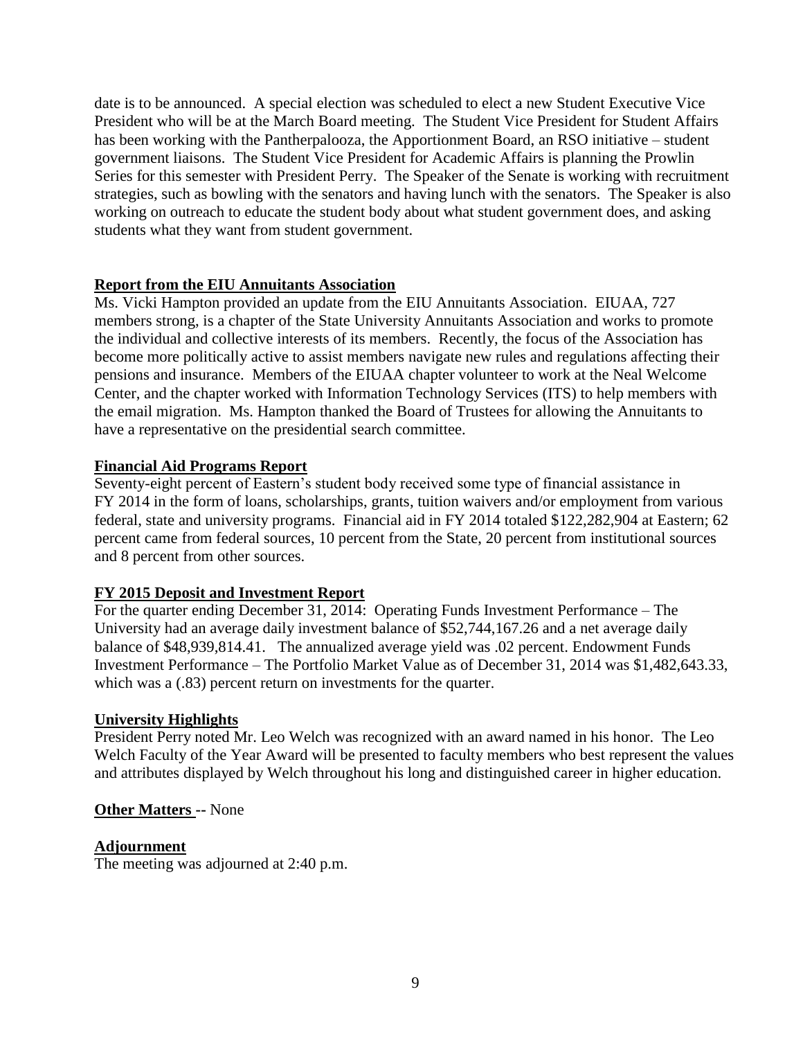date is to be announced. A special election was scheduled to elect a new Student Executive Vice President who will be at the March Board meeting. The Student Vice President for Student Affairs has been working with the Pantherpalooza, the Apportionment Board, an RSO initiative – student government liaisons. The Student Vice President for Academic Affairs is planning the Prowlin Series for this semester with President Perry. The Speaker of the Senate is working with recruitment strategies, such as bowling with the senators and having lunch with the senators. The Speaker is also working on outreach to educate the student body about what student government does, and asking students what they want from student government.

**Report from the EIU Annuitants Association**

Ms. Vicki Hampton provided an update from the EIU Annuitants Association. EIUAA, 727 members strong, is a chapter of the State University Annuitants Association and works to promote the individual and collective interests of its members. Recently, the focus of the Association has become more politically active to assist members navigate new rules and regulations affecting their pensions and insurance. Members of the EIUAA chapter volunteer to work at the Neal Welcome Center, and the chapter worked with Information Technology Services (ITS) to help members with the email migration. Ms. Hampton thanked the Board of Trustees for allowing the Annuitants to have a representative on the presidential search committee.

**Financial Aid Programs Report**

Seventy-eight percent of Eastern's student body received some type of financial assistance in FY 2014 in the form of loans, scholarships, grants, tuition waivers and/or employment from various federal, state and university programs. Financial aid in FY 2014 totaled $122,282,904 at Eastern; 62 percent came from federal sources, 10 percent from the State, 20 percent from institutional sources and 8 percent from other sources.

**FY 2015 Deposit and Investment Report**

For the quarter ending December 31, 2014: Operating Funds Investment Performance – The University had an average daily investment balance of $52,744,167.26 and a net average daily balance of $48,939,814.41. The annualized average yield was .02 percent. Endowment Funds Investment Performance – The Portfolio Market Value as of December 31, 2014 was $1,482,643.33, which was a (.83) percent return on investments for the quarter.

**University Highlights**

President Perry noted Mr. Leo Welch was recognized with an award named in his honor. The Leo Welch Faculty of the Year Award will be presented to faculty members who best represent the values and attributes displayed by Welch throughout his long and distinguished career in higher education.

**Other Matters --** None

**Adjournment**

The meeting was adjourned at 2:40 p.m.